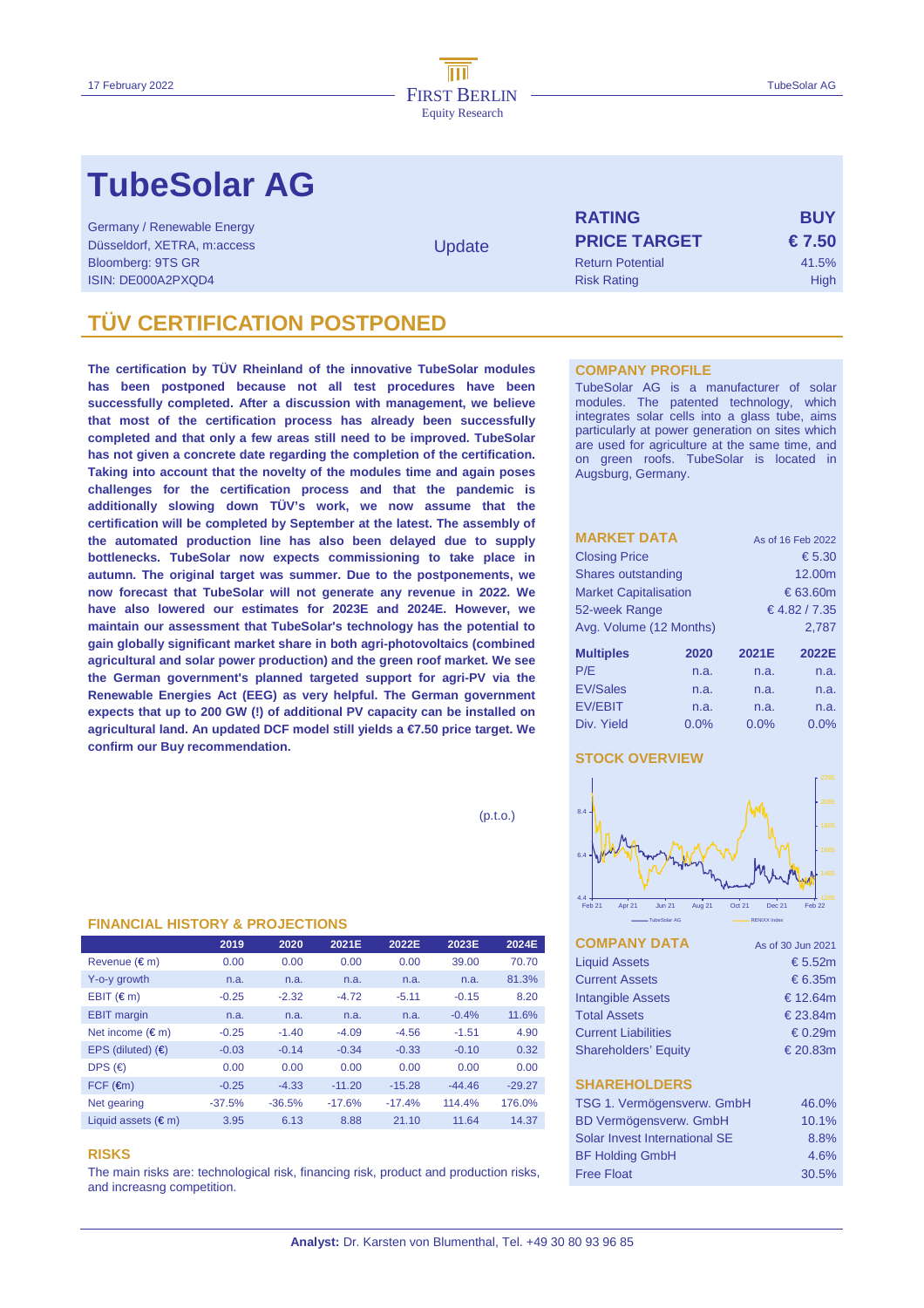# TubeSolar AG

Germany / Renewable Energy
Düsseldorf, XETRA, m:access
Bloomberg: 9TS GR
ISIN: DE000A2PXQD4

Update

| | |
|---|---|
| **RATING** | **BUY** |
| **PRICE TARGET** | **€ 7.50** |
| Return Potential | 41.5% |
| Risk Rating | High |

## TÜV CERTIFICATION POSTPONED

**The certification by TÜV Rheinland of the innovative TubeSolar modules has been postponed because not all test procedures have been successfully completed. After a discussion with management, we believe that most of the certification process has already been successfully completed and that only a few areas still need to be improved. TubeSolar has not given a concrete date regarding the completion of the certification. Taking into account that the novelty of the modules time and again poses challenges for the certification process and that the pandemic is additionally slowing down TÜV's work, we now assume that the certification will be completed by September at the latest. The assembly of the automated production line has also been delayed due to supply bottlenecks. TubeSolar now expects commissioning to take place in autumn. The original target was summer. Due to the postponements, we now forecast that TubeSolar will not generate any revenue in 2022. We have also lowered our estimates for 2023E and 2024E. However, we maintain our assessment that TubeSolar's technology has the potential to gain globally significant market share in both agri-photovoltaics (combined agricultural and solar power production) and the green roof market. We see the German government's planned targeted support for agri-PV via the Renewable Energies Act (EEG) as very helpful. The German government expects that up to 200 GW (!) of additional PV capacity can be installed on agricultural land. An updated DCF model still yields a €7.50 price target. We confirm our Buy recommendation.**

(p.t.o.)

### FINANCIAL HISTORY & PROJECTIONS

| | 2019 | 2020 | 2021E | 2022E | 2023E | 2024E |
|---|---|---|---|---|---|---|
| Revenue (€ m) | 0.00 | 0.00 | 0.00 | 0.00 | 39.00 | 70.70 |
| Y-o-y growth | n.a. | n.a. | n.a. | n.a. | n.a. | 81.3% |
| EBIT (€ m) | -0.25 | -2.32 | -4.72 | -5.11 | -0.15 | 8.20 |
| EBIT margin | n.a. | n.a. | n.a. | n.a. | -0.4% | 11.6% |
| Net income (€ m) | -0.25 | -1.40 | -4.09 | -4.56 | -1.51 | 4.90 |
| EPS (diluted) (€) | -0.03 | -0.14 | -0.34 | -0.33 | -0.10 | 0.32 |
| DPS (€) | 0.00 | 0.00 | 0.00 | 0.00 | 0.00 | 0.00 |
| FCF (€m) | -0.25 | -4.33 | -11.20 | -15.28 | -44.46 | -29.27 |
| Net gearing | -37.5% | -36.5% | -17.6% | -17.4% | 114.4% | 176.0% |
| Liquid assets (€ m) | 3.95 | 6.13 | 8.88 | 21.10 | 11.64 | 14.37 |

### RISKS

The main risks are: technological risk, financing risk, product and production risks, and increasng competition.

### COMPANY PROFILE

TubeSolar AG is a manufacturer of solar modules. The patented technology, which integrates solar cells into a glass tube, aims particularly at power generation on sites which are used for agriculture at the same time, and on green roofs. TubeSolar is located in Augsburg, Germany.

### MARKET DATA

As of 16 Feb 2022

| | |
|---|---|
| Closing Price | € 5.30 |
| Shares outstanding | 12.00m |
| Market Capitalisation | € 63.60m |
| 52-week Range | € 4.82 / 7.35 |
| Avg. Volume (12 Months) | 2,787 |

| Multiples | 2020 | 2021E | 2022E |
|---|---|---|---|
| P/E | n.a. | n.a. | n.a. |
| EV/Sales | n.a. | n.a. | n.a. |
| EV/EBIT | n.a. | n.a. | n.a. |
| Div. Yield | 0.0% | 0.0% | 0.0% |

### STOCK OVERVIEW

### COMPANY DATA

As of 30 Jun 2021

| | |
|---|---|
| Liquid Assets | € 5.52m |
| Current Assets | € 6.35m |
| Intangible Assets | € 12.64m |
| Total Assets | € 23.84m |
| Current Liabilities | € 0.29m |
| Shareholders' Equity | € 20.83m |

### SHAREHOLDERS

| | |
|---|---|
| TSG 1. Vermögensverw. GmbH | 46.0% |
| BD Vermögensverw. GmbH | 10.1% |
| Solar Invest International SE | 8.8% |
| BF Holding GmbH | 4.6% |
| Free Float | 30.5% |

**Analyst:** Dr. Karsten von Blumenthal, Tel. +49 30 80 93 96 85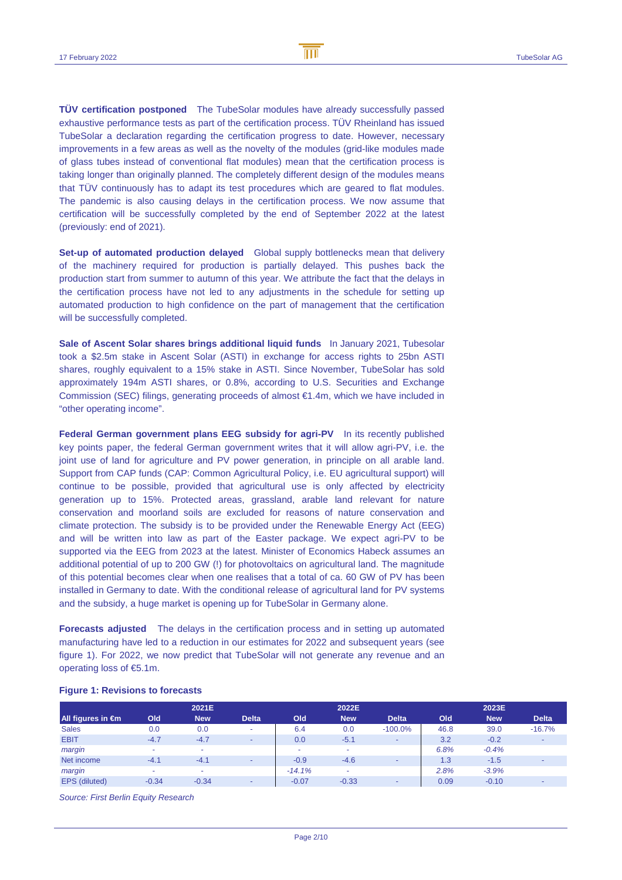**TÜV certification postponed** The TubeSolar modules have already successfully passed exhaustive performance tests as part of the certification process. TÜV Rheinland has issued TubeSolar a declaration regarding the certification progress to date. However, necessary improvements in a few areas as well as the novelty of the modules (grid-like modules made of glass tubes instead of conventional flat modules) mean that the certification process is taking longer than originally planned. The completely different design of the modules means that TÜV continuously has to adapt its test procedures which are geared to flat modules. The pandemic is also causing delays in the certification process. We now assume that certification will be successfully completed by the end of September 2022 at the latest (previously: end of 2021).

**Set-up of automated production delayed** Global supply bottlenecks mean that delivery of the machinery required for production is partially delayed. This pushes back the production start from summer to autumn of this year. We attribute the fact that the delays in the certification process have not led to any adjustments in the schedule for setting up automated production to high confidence on the part of management that the certification will be successfully completed.

**Sale of Ascent Solar shares brings additional liquid funds** In January 2021, Tubesolar took a $2.5m stake in Ascent Solar (ASTI) in exchange for access rights to 25bn ASTI shares, roughly equivalent to a 15% stake in ASTI. Since November, TubeSolar has sold approximately 194m ASTI shares, or 0.8%, according to U.S. Securities and Exchange Commission (SEC) filings, generating proceeds of almost €1.4m, which we have included in "other operating income".

**Federal German government plans EEG subsidy for agri-PV** In its recently published key points paper, the federal German government writes that it will allow agri-PV, i.e. the joint use of land for agriculture and PV power generation, in principle on all arable land. Support from CAP funds (CAP: Common Agricultural Policy, i.e. EU agricultural support) will continue to be possible, provided that agricultural use is only affected by electricity generation up to 15%. Protected areas, grassland, arable land relevant for nature conservation and moorland soils are excluded for reasons of nature conservation and climate protection. The subsidy is to be provided under the Renewable Energy Act (EEG) and will be written into law as part of the Easter package. We expect agri-PV to be supported via the EEG from 2023 at the latest. Minister of Economics Habeck assumes an additional potential of up to 200 GW (!) for photovoltaics on agricultural land. The magnitude of this potential becomes clear when one realises that a total of ca. 60 GW of PV has been installed in Germany to date. With the conditional release of agricultural land for PV systems and the subsidy, a huge market is opening up for TubeSolar in Germany alone.

**Forecasts adjusted** The delays in the certification process and in setting up automated manufacturing have led to a reduction in our estimates for 2022 and subsequent years (see figure 1). For 2022, we now predict that TubeSolar will not generate any revenue and an operating loss of €5.1m.

**Figure 1: Revisions to forecasts**

| | 2021E | | | 2022E | | | 2023E | | |
|---|---|---|---|---|---|---|---|---|---|
| **All figures in €m** | **Old** | **New** | **Delta** | **Old** | **New** | **Delta** | **Old** | **New** | **Delta** |
| Sales | 0.0 | 0.0 | - | 6.4 | 0.0 | -100.0% | 46.8 | 39.0 | -16.7% |
| EBIT | -4.7 | -4.7 | - | 0.0 | -5.1 | - | 3.2 | -0.2 | - |
| *margin* | - | - | | - | - | | *6.8%* | *-0.4%* | |
| Net income | -4.1 | -4.1 | - | -0.9 | -4.6 | - | 1.3 | -1.5 | - |
| *margin* | - | - | | *-14.1%* | - | | *2.8%* | *-3.9%* | |
| EPS (diluted) | -0.34 | -0.34 | - | -0.07 | -0.33 | - | 0.09 | -0.10 | - |

*Source: First Berlin Equity Research*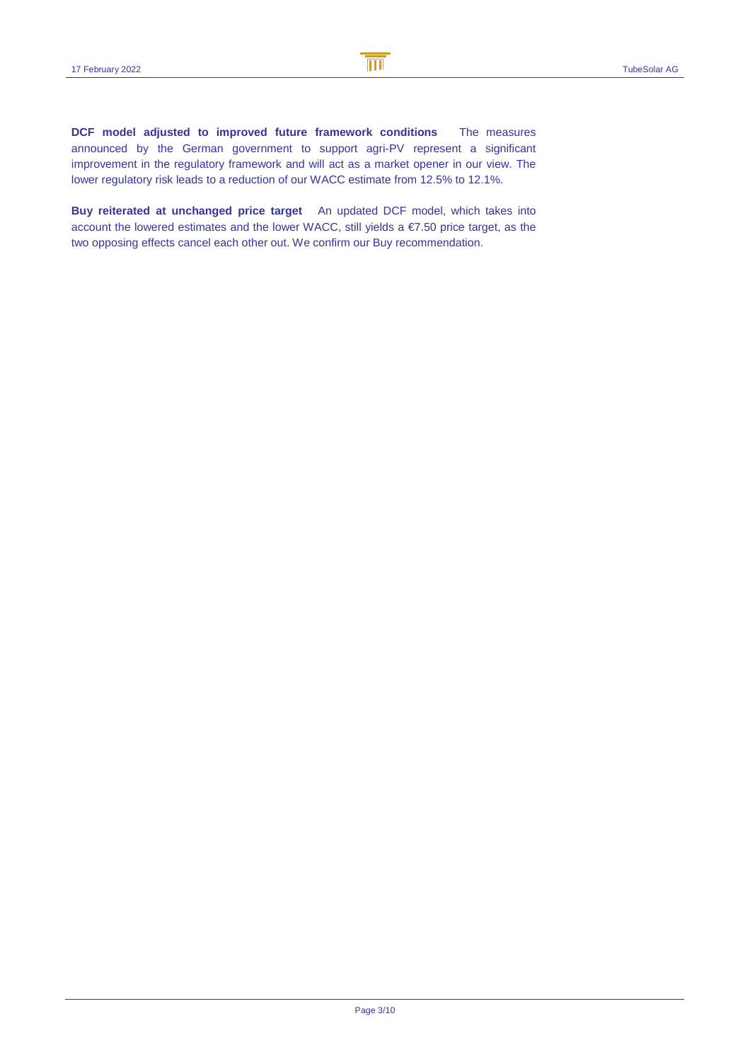**DCF model adjusted to improved future framework conditions** The measures announced by the German government to support agri-PV represent a significant improvement in the regulatory framework and will act as a market opener in our view. The lower regulatory risk leads to a reduction of our WACC estimate from 12.5% to 12.1%.

**Buy reiterated at unchanged price target** An updated DCF model, which takes into account the lowered estimates and the lower WACC, still yields a €7.50 price target, as the two opposing effects cancel each other out. We confirm our Buy recommendation.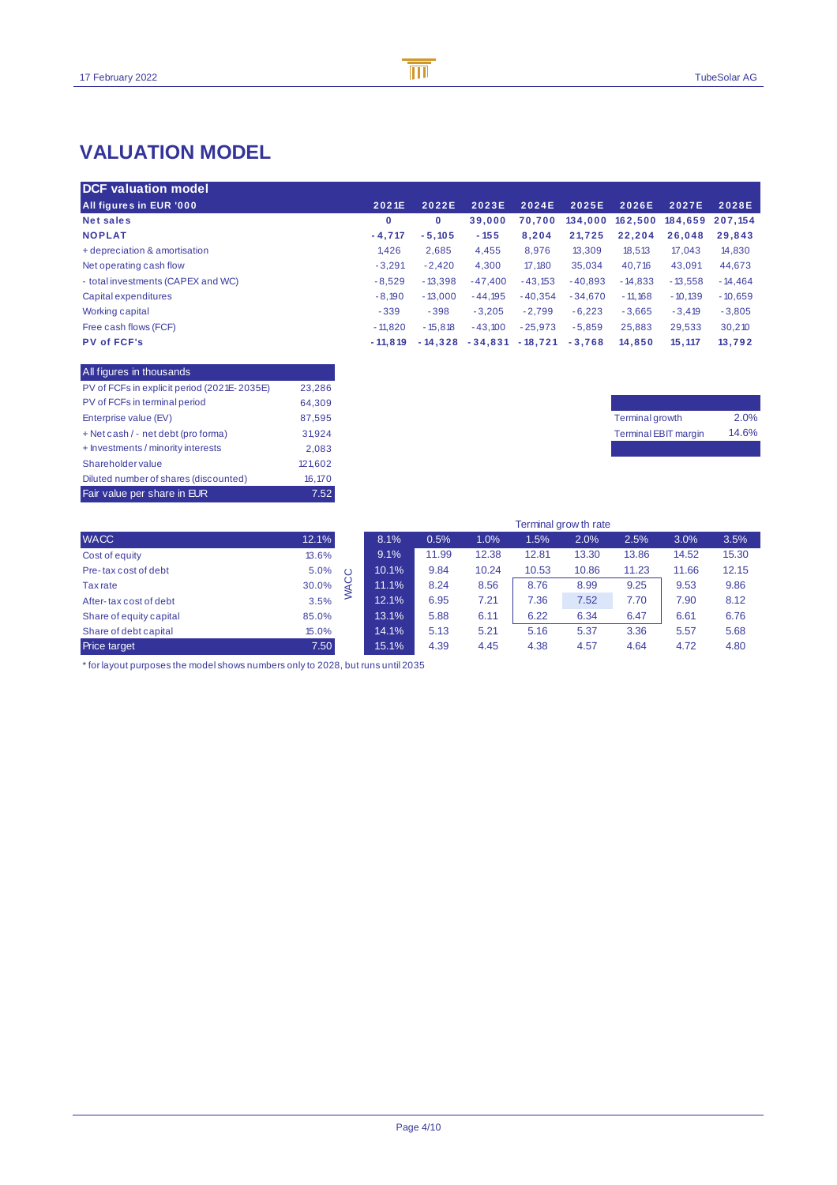# VALUATION MODEL

| DCF valuation model | | | | | | | | |
|---|---|---|---|---|---|---|---|---|
| **All figures in EUR '000** | **2021E** | **2022E** | **2023E** | **2024E** | **2025E** | **2026E** | **2027E** | **2028E** |
| **Net sales** | **0** | **0** | **39,000** | **70,700** | **134,000** | **162,500** | **184,659** | **207,154** |
| **NOPLAT** | **-4,717** | **-5,105** | **-155** | **8,204** | **21,725** | **22,204** | **26,048** | **29,843** |
| + depreciation & amortisation | 1,426 | 2,685 | 4,455 | 8,976 | 13,309 | 18,513 | 17,043 | 14,830 |
| Net operating cash flow | -3,291 | -2,420 | 4,300 | 17,180 | 35,034 | 40,716 | 43,091 | 44,673 |
| - total investments (CAPEX and WC) | -8,529 | -13,398 | -47,400 | -43,153 | -40,893 | -14,833 | -13,558 | -14,464 |
| Capital expenditures | -8,190 | -13,000 | -44,195 | -40,354 | -34,670 | -11,168 | -10,139 | -10,659 |
| Working capital | -339 | -398 | -3,205 | -2,799 | -6,223 | -3,665 | -3,419 | -3,805 |
| Free cash flows (FCF) | -11,820 | -15,818 | -43,100 | -25,973 | -5,859 | 25,883 | 29,533 | 30,210 |
| **PV of FCF's** | **-11,819** | **-14,328** | **-34,831** | **-18,721** | **-3,768** | **14,850** | **15,117** | **13,792** |

| All figures in thousands | |
|---|---|
| PV of FCFs in explicit period (2021E-2035E) | 23,286 |
| PV of FCFs in terminal period | 64,309 |
| Enterprise value (EV) | 87,595 |
| + Net cash / - net debt (pro forma) | 31,924 |
| + Investments / minority interests | 2,083 |
| Shareholder value | 121,602 |
| Diluted number of shares (discounted) | 16,170 |
| Fair value per share in EUR | 7.52 |

| | |
|---|---|
| Terminal growth | 2.0% |
| Terminal EBIT margin | 14.6% |

| | |
|---|---|
| WACC | 12.1% |
| Cost of equity | 13.6% |
| Pre-tax cost of debt | 5.0% |
| Tax rate | 30.0% |
| After-tax cost of debt | 3.5% |
| Share of equity capital | 85.0% |
| Share of debt capital | 15.0% |
| Price target | 7.50 |

| WACC \ Terminal growth rate | 0.5% | 1.0% | 1.5% | 2.0% | 2.5% | 3.0% | 3.5% |
|---|---|---|---|---|---|---|---|
| 8.1% | | | | | | | |
| 9.1% | 11.99 | 12.38 | 12.81 | 13.30 | 13.86 | 14.52 | 15.30 |
| 10.1% | 9.84 | 10.24 | 10.53 | 10.86 | 11.23 | 11.66 | 12.15 |
| 11.1% | 8.24 | 8.56 | 8.76 | 8.99 | 9.25 | 9.53 | 9.86 |
| 12.1% | 6.95 | 7.21 | 7.36 | 7.52 | 7.70 | 7.90 | 8.12 |
| 13.1% | 5.88 | 6.11 | 6.22 | 6.34 | 6.47 | 6.61 | 6.76 |
| 14.1% | 5.13 | 5.21 | 5.16 | 5.37 | 3.36 | 5.57 | 5.68 |
| 15.1% | 4.39 | 4.45 | 4.38 | 4.57 | 4.64 | 4.72 | 4.80 |

* for layout purposes the model shows numbers only to 2028, but runs until 2035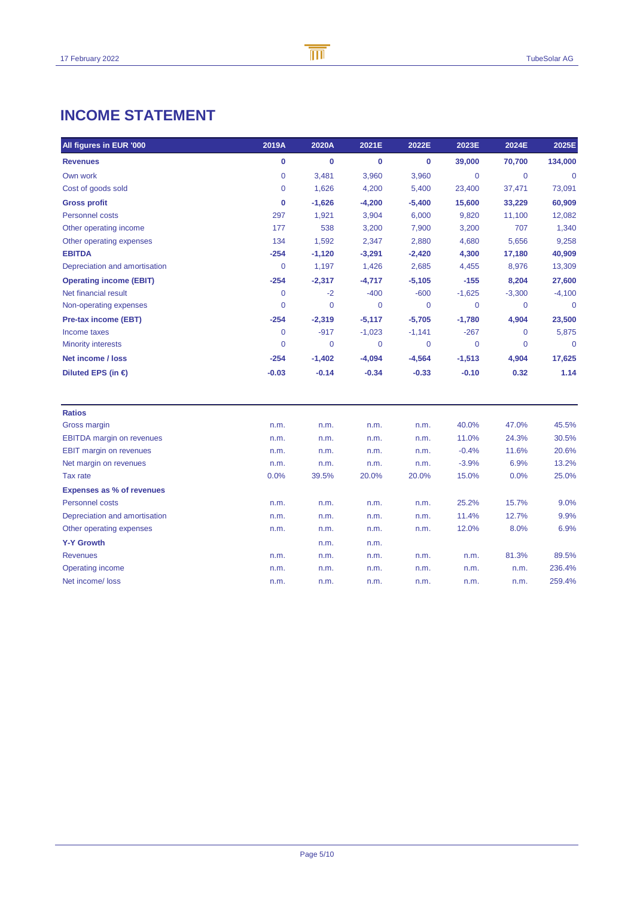# INCOME STATEMENT

| All figures in EUR '000 | 2019A | 2020A | 2021E | 2022E | 2023E | 2024E | 2025E |
|---|---|---|---|---|---|---|---|
| **Revenues** | **0** | **0** | **0** | **0** | **39,000** | **70,700** | **134,000** |
| Own work | 0 | 3,481 | 3,960 | 3,960 | 0 | 0 | 0 |
| Cost of goods sold | 0 | 1,626 | 4,200 | 5,400 | 23,400 | 37,471 | 73,091 |
| **Gross profit** | **0** | **-1,626** | **-4,200** | **-5,400** | **15,600** | **33,229** | **60,909** |
| Personnel costs | 297 | 1,921 | 3,904 | 6,000 | 9,820 | 11,100 | 12,082 |
| Other operating income | 177 | 538 | 3,200 | 7,900 | 3,200 | 707 | 1,340 |
| Other operating expenses | 134 | 1,592 | 2,347 | 2,880 | 4,680 | 5,656 | 9,258 |
| **EBITDA** | **-254** | **-1,120** | **-3,291** | **-2,420** | **4,300** | **17,180** | **40,909** |
| Depreciation and amortisation | 0 | 1,197 | 1,426 | 2,685 | 4,455 | 8,976 | 13,309 |
| **Operating income (EBIT)** | **-254** | **-2,317** | **-4,717** | **-5,105** | **-155** | **8,204** | **27,600** |
| Net financial result | 0 | -2 | -400 | -600 | -1,625 | -3,300 | -4,100 |
| Non-operating expenses | 0 | 0 | 0 | 0 | 0 | 0 | 0 |
| **Pre-tax income (EBT)** | **-254** | **-2,319** | **-5,117** | **-5,705** | **-1,780** | **4,904** | **23,500** |
| Income taxes | 0 | -917 | -1,023 | -1,141 | -267 | 0 | 5,875 |
| Minority interests | 0 | 0 | 0 | 0 | 0 | 0 | 0 |
| **Net income / loss** | **-254** | **-1,402** | **-4,094** | **-4,564** | **-1,513** | **4,904** | **17,625** |
| **Diluted EPS (in €)** | **-0.03** | **-0.14** | **-0.34** | **-0.33** | **-0.10** | **0.32** | **1.14** |

| **Ratios** | | | | | | | |
|---|---|---|---|---|---|---|---|
| Gross margin | n.m. | n.m. | n.m. | n.m. | 40.0% | 47.0% | 45.5% |
| EBITDA margin on revenues | n.m. | n.m. | n.m. | n.m. | 11.0% | 24.3% | 30.5% |
| EBIT margin on revenues | n.m. | n.m. | n.m. | n.m. | -0.4% | 11.6% | 20.6% |
| Net margin on revenues | n.m. | n.m. | n.m. | n.m. | -3.9% | 6.9% | 13.2% |
| Tax rate | 0.0% | 39.5% | 20.0% | 20.0% | 15.0% | 0.0% | 25.0% |
| **Expenses as % of revenues** | | | | | | | |
| Personnel costs | n.m. | n.m. | n.m. | n.m. | 25.2% | 15.7% | 9.0% |
| Depreciation and amortisation | n.m. | n.m. | n.m. | n.m. | 11.4% | 12.7% | 9.9% |
| Other operating expenses | n.m. | n.m. | n.m. | n.m. | 12.0% | 8.0% | 6.9% |
| **Y-Y Growth** | | n.m. | n.m. | | | | |
| Revenues | n.m. | n.m. | n.m. | n.m. | n.m. | 81.3% | 89.5% |
| Operating income | n.m. | n.m. | n.m. | n.m. | n.m. | n.m. | 236.4% |
| Net income/ loss | n.m. | n.m. | n.m. | n.m. | n.m. | n.m. | 259.4% |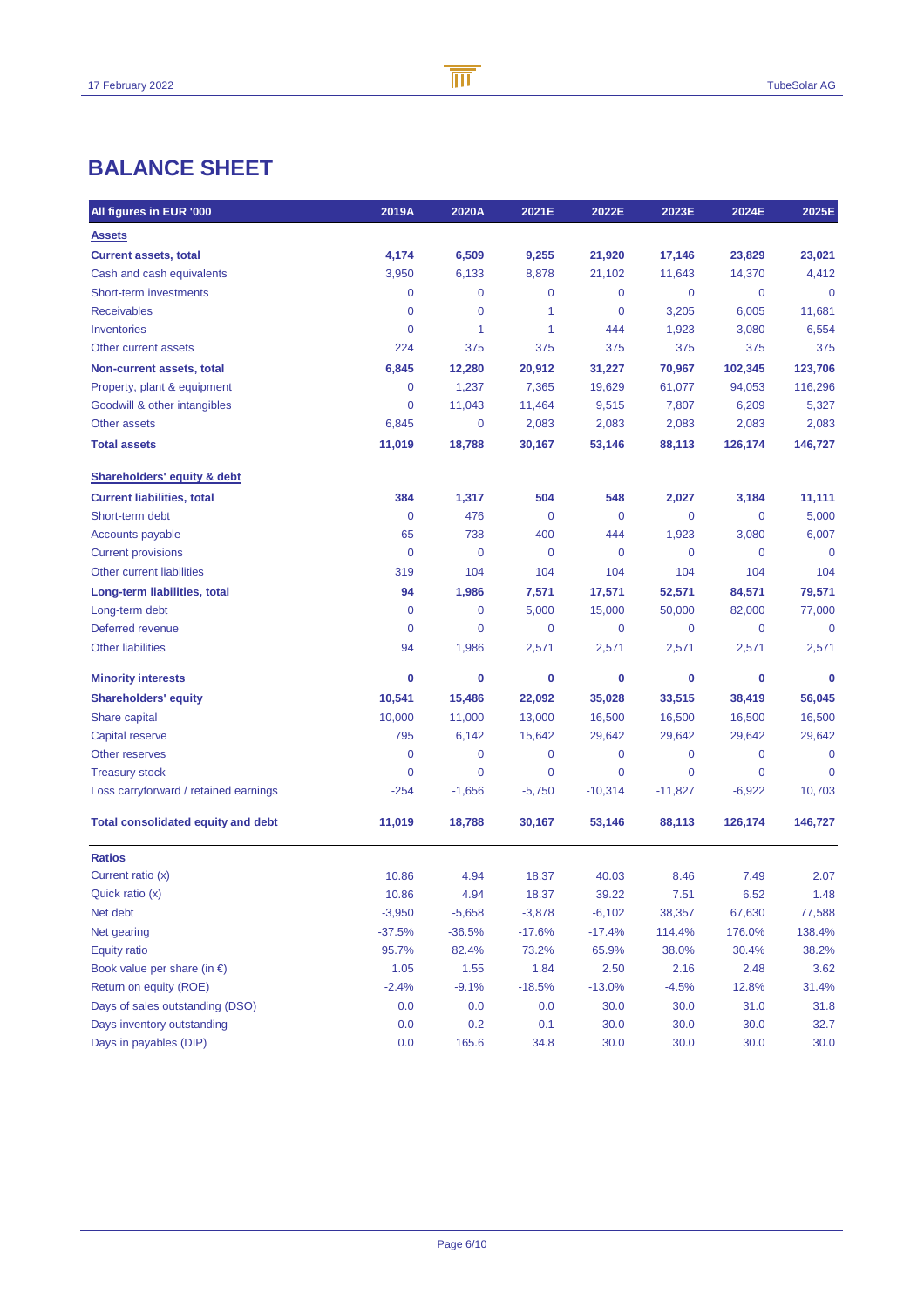# BALANCE SHEET

| All figures in EUR '000 | 2019A | 2020A | 2021E | 2022E | 2023E | 2024E | 2025E |
|---|---|---|---|---|---|---|---|
| **Assets** | | | | | | | |
| **Current assets, total** | **4,174** | **6,509** | **9,255** | **21,920** | **17,146** | **23,829** | **23,021** |
| Cash and cash equivalents | 3,950 | 6,133 | 8,878 | 21,102 | 11,643 | 14,370 | 4,412 |
| Short-term investments | 0 | 0 | 0 | 0 | 0 | 0 | 0 |
| Receivables | 0 | 0 | 1 | 0 | 3,205 | 6,005 | 11,681 |
| Inventories | 0 | 1 | 1 | 444 | 1,923 | 3,080 | 6,554 |
| Other current assets | 224 | 375 | 375 | 375 | 375 | 375 | 375 |
| **Non-current assets, total** | **6,845** | **12,280** | **20,912** | **31,227** | **70,967** | **102,345** | **123,706** |
| Property, plant & equipment | 0 | 1,237 | 7,365 | 19,629 | 61,077 | 94,053 | 116,296 |
| Goodwill & other intangibles | 0 | 11,043 | 11,464 | 9,515 | 7,807 | 6,209 | 5,327 |
| Other assets | 6,845 | 0 | 2,083 | 2,083 | 2,083 | 2,083 | 2,083 |
| **Total assets** | **11,019** | **18,788** | **30,167** | **53,146** | **88,113** | **126,174** | **146,727** |
| **Shareholders' equity & debt** | | | | | | | |
| **Current liabilities, total** | **384** | **1,317** | **504** | **548** | **2,027** | **3,184** | **11,111** |
| Short-term debt | 0 | 476 | 0 | 0 | 0 | 0 | 5,000 |
| Accounts payable | 65 | 738 | 400 | 444 | 1,923 | 3,080 | 6,007 |
| Current provisions | 0 | 0 | 0 | 0 | 0 | 0 | 0 |
| Other current liabilities | 319 | 104 | 104 | 104 | 104 | 104 | 104 |
| **Long-term liabilities, total** | **94** | **1,986** | **7,571** | **17,571** | **52,571** | **84,571** | **79,571** |
| Long-term debt | 0 | 0 | 5,000 | 15,000 | 50,000 | 82,000 | 77,000 |
| Deferred revenue | 0 | 0 | 0 | 0 | 0 | 0 | 0 |
| Other liabilities | 94 | 1,986 | 2,571 | 2,571 | 2,571 | 2,571 | 2,571 |
| **Minority interests** | **0** | **0** | **0** | **0** | **0** | **0** | **0** |
| **Shareholders' equity** | **10,541** | **15,486** | **22,092** | **35,028** | **33,515** | **38,419** | **56,045** |
| Share capital | 10,000 | 11,000 | 13,000 | 16,500 | 16,500 | 16,500 | 16,500 |
| Capital reserve | 795 | 6,142 | 15,642 | 29,642 | 29,642 | 29,642 | 29,642 |
| Other reserves | 0 | 0 | 0 | 0 | 0 | 0 | 0 |
| Treasury stock | 0 | 0 | 0 | 0 | 0 | 0 | 0 |
| Loss carryforward / retained earnings | -254 | -1,656 | -5,750 | -10,314 | -11,827 | -6,922 | 10,703 |
| **Total consolidated equity and debt** | **11,019** | **18,788** | **30,167** | **53,146** | **88,113** | **126,174** | **146,727** |
| **Ratios** | | | | | | | |
| Current ratio (x) | 10.86 | 4.94 | 18.37 | 40.03 | 8.46 | 7.49 | 2.07 |
| Quick ratio (x) | 10.86 | 4.94 | 18.37 | 39.22 | 7.51 | 6.52 | 1.48 |
| Net debt | -3,950 | -5,658 | -3,878 | -6,102 | 38,357 | 67,630 | 77,588 |
| Net gearing | -37.5% | -36.5% | -17.6% | -17.4% | 114.4% | 176.0% | 138.4% |
| Equity ratio | 95.7% | 82.4% | 73.2% | 65.9% | 38.0% | 30.4% | 38.2% |
| Book value per share (in €) | 1.05 | 1.55 | 1.84 | 2.50 | 2.16 | 2.48 | 3.62 |
| Return on equity (ROE) | -2.4% | -9.1% | -18.5% | -13.0% | -4.5% | 12.8% | 31.4% |
| Days of sales outstanding (DSO) | 0.0 | 0.0 | 0.0 | 30.0 | 30.0 | 31.0 | 31.8 |
| Days inventory outstanding | 0.0 | 0.2 | 0.1 | 30.0 | 30.0 | 30.0 | 32.7 |
| Days in payables (DIP) | 0.0 | 165.6 | 34.8 | 30.0 | 30.0 | 30.0 | 30.0 |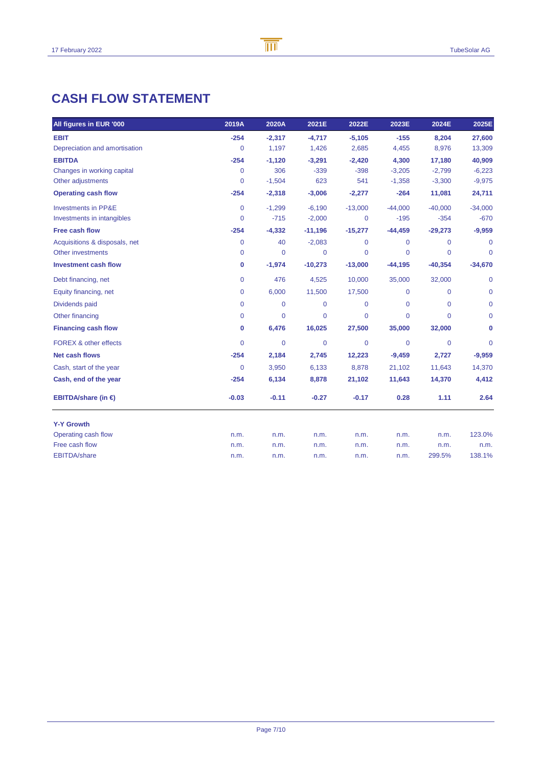# CASH FLOW STATEMENT

| All figures in EUR '000 | 2019A | 2020A | 2021E | 2022E | 2023E | 2024E | 2025E |
|---|---|---|---|---|---|---|---|
| **EBIT** | **-254** | **-2,317** | **-4,717** | **-5,105** | **-155** | **8,204** | **27,600** |
| Depreciation and amortisation | 0 | 1,197 | 1,426 | 2,685 | 4,455 | 8,976 | 13,309 |
| **EBITDA** | **-254** | **-1,120** | **-3,291** | **-2,420** | **4,300** | **17,180** | **40,909** |
| Changes in working capital | 0 | 306 | -339 | -398 | -3,205 | -2,799 | -6,223 |
| Other adjustments | 0 | -1,504 | 623 | 541 | -1,358 | -3,300 | -9,975 |
| **Operating cash flow** | **-254** | **-2,318** | **-3,006** | **-2,277** | **-264** | **11,081** | **24,711** |
| Investments in PP&E | 0 | -1,299 | -6,190 | -13,000 | -44,000 | -40,000 | -34,000 |
| Investments in intangibles | 0 | -715 | -2,000 | 0 | -195 | -354 | -670 |
| **Free cash flow** | **-254** | **-4,332** | **-11,196** | **-15,277** | **-44,459** | **-29,273** | **-9,959** |
| Acquisitions & disposals, net | 0 | 40 | -2,083 | 0 | 0 | 0 | 0 |
| Other investments | 0 | 0 | 0 | 0 | 0 | 0 | 0 |
| **Investment cash flow** | **0** | **-1,974** | **-10,273** | **-13,000** | **-44,195** | **-40,354** | **-34,670** |
| Debt financing, net | 0 | 476 | 4,525 | 10,000 | 35,000 | 32,000 | 0 |
| Equity financing, net | 0 | 6,000 | 11,500 | 17,500 | 0 | 0 | 0 |
| Dividends paid | 0 | 0 | 0 | 0 | 0 | 0 | 0 |
| Other financing | 0 | 0 | 0 | 0 | 0 | 0 | 0 |
| **Financing cash flow** | **0** | **6,476** | **16,025** | **27,500** | **35,000** | **32,000** | **0** |
| FOREX & other effects | 0 | 0 | 0 | 0 | 0 | 0 | 0 |
| **Net cash flows** | **-254** | **2,184** | **2,745** | **12,223** | **-9,459** | **2,727** | **-9,959** |
| Cash, start of the year | 0 | 3,950 | 6,133 | 8,878 | 21,102 | 11,643 | 14,370 |
| **Cash, end of the year** | **-254** | **6,134** | **8,878** | **21,102** | **11,643** | **14,370** | **4,412** |
| **EBITDA/share (in €)** | **-0.03** | **-0.11** | **-0.27** | **-0.17** | **0.28** | **1.11** | **2.64** |
| **Y-Y Growth** | | | | | | | |
| Operating cash flow | n.m. | n.m. | n.m. | n.m. | n.m. | n.m. | 123.0% |
| Free cash flow | n.m. | n.m. | n.m. | n.m. | n.m. | n.m. | n.m. |
| EBITDA/share | n.m. | n.m. | n.m. | n.m. | n.m. | 299.5% | 138.1% |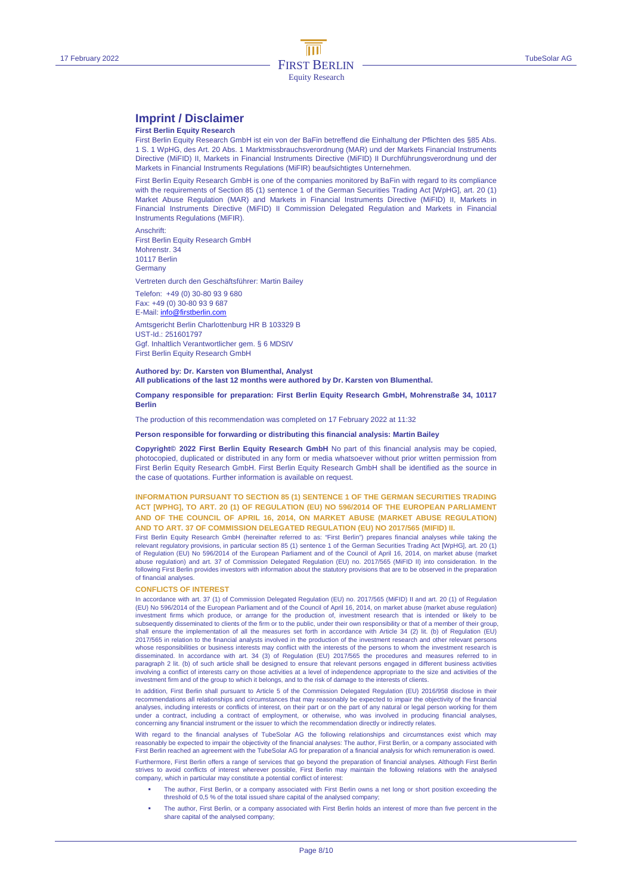# Imprint / Disclaimer

**First Berlin Equity Research**

First Berlin Equity Research GmbH ist ein von der BaFin betreffend die Einhaltung der Pflichten des §85 Abs. 1 S. 1 WpHG, des Art. 20 Abs. 1 Marktmissbrauchsverordnung (MAR) und der Markets Financial Instruments Directive (MiFID) II, Markets in Financial Instruments Directive (MiFID) II Durchführungsverordnung und der Markets in Financial Instruments Regulations (MiFIR) beaufsichtigtes Unternehmen.

First Berlin Equity Research GmbH is one of the companies monitored by BaFin with regard to its compliance with the requirements of Section 85 (1) sentence 1 of the German Securities Trading Act [WpHG], art. 20 (1) Market Abuse Regulation (MAR) and Markets in Financial Instruments Directive (MiFID) II, Markets in Financial Instruments Directive (MiFID) II Commission Delegated Regulation and Markets in Financial Instruments Regulations (MiFIR).

Anschrift:
First Berlin Equity Research GmbH
Mohrenstr. 34
10117 Berlin
Germany

Vertreten durch den Geschäftsführer: Martin Bailey

Telefon: +49 (0) 30-80 93 9 680
Fax: +49 (0) 30-80 93 9 687
E-Mail: info@firstberlin.com

Amtsgericht Berlin Charlottenburg HR B 103329 B
UST-Id.: 251601797
Ggf. Inhaltlich Verantwortlicher gem. § 6 MDStV
First Berlin Equity Research GmbH

**Authored by: Dr. Karsten von Blumenthal, Analyst**
**All publications of the last 12 months were authored by Dr. Karsten von Blumenthal.**

**Company responsible for preparation: First Berlin Equity Research GmbH, Mohrenstraße 34, 10117 Berlin**

The production of this recommendation was completed on 17 February 2022 at 11:32

**Person responsible for forwarding or distributing this financial analysis: Martin Bailey**

**Copyright© 2022 First Berlin Equity Research GmbH** No part of this financial analysis may be copied, photocopied, duplicated or distributed in any form or media whatsoever without prior written permission from First Berlin Equity Research GmbH. First Berlin Equity Research GmbH shall be identified as the source in the case of quotations. Further information is available on request.

## INFORMATION PURSUANT TO SECTION 85 (1) SENTENCE 1 OF THE GERMAN SECURITIES TRADING ACT [WPHG], TO ART. 20 (1) OF REGULATION (EU) NO 596/2014 OF THE EUROPEAN PARLIAMENT AND OF THE COUNCIL OF APRIL 16, 2014, ON MARKET ABUSE (MARKET ABUSE REGULATION) AND TO ART. 37 OF COMMISSION DELEGATED REGULATION (EU) NO 2017/565 (MIFID) II.

First Berlin Equity Research GmbH (hereinafter referred to as: "First Berlin") prepares financial analyses while taking the relevant regulatory provisions, in particular section 85 (1) sentence 1 of the German Securities Trading Act [WpHG], art. 20 (1) of Regulation (EU) No 596/2014 of the European Parliament and of the Council of April 16, 2014, on market abuse (market abuse regulation) and art. 37 of Commission Delegated Regulation (EU) no. 2017/565 (MiFID II) into consideration. In the following First Berlin provides investors with information about the statutory provisions that are to be observed in the preparation of financial analyses.

## CONFLICTS OF INTEREST

In accordance with art. 37 (1) of Commission Delegated Regulation (EU) no. 2017/565 (MiFID) II and art. 20 (1) of Regulation (EU) No 596/2014 of the European Parliament and of the Council of April 16, 2014, on market abuse (market abuse regulation) investment firms which produce, or arrange for the production of, investment research that is intended or likely to be subsequently disseminated to clients of the firm or to the public, under their own responsibility or that of a member of their group, shall ensure the implementation of all the measures set forth in accordance with Article 34 (2) lit. (b) of Regulation (EU) 2017/565 in relation to the financial analysts involved in the production of the investment research and other relevant persons whose responsibilities or business interests may conflict with the interests of the persons to whom the investment research is disseminated. In accordance with art. 34 (3) of Regulation (EU) 2017/565 the procedures and measures referred to in paragraph 2 lit. (b) of such article shall be designed to ensure that relevant persons engaged in different business activities involving a conflict of interests carry on those activities at a level of independence appropriate to the size and activities of the investment firm and of the group to which it belongs, and to the risk of damage to the interests of clients.

In addition, First Berlin shall pursuant to Article 5 of the Commission Delegated Regulation (EU) 2016/958 disclose in their recommendations all relationships and circumstances that may reasonably be expected to impair the objectivity of the financial analyses, including interests or conflicts of interest, on their part or on the part of any natural or legal person working for them under a contract, including a contract of employment, or otherwise, who was involved in producing financial analyses, concerning any financial instrument or the issuer to which the recommendation directly or indirectly relates.

With regard to the financial analyses of TubeSolar AG the following relationships and circumstances exist which may reasonably be expected to impair the objectivity of the financial analyses: The author, First Berlin, or a company associated with First Berlin reached an agreement with the TubeSolar AG for preparation of a financial analysis for which remuneration is owed.

Furthermore, First Berlin offers a range of services that go beyond the preparation of financial analyses. Although First Berlin strives to avoid conflicts of interest wherever possible, First Berlin may maintain the following relations with the analysed company, which in particular may constitute a potential conflict of interest:

- The author, First Berlin, or a company associated with First Berlin owns a net long or short position exceeding the threshold of 0,5 % of the total issued share capital of the analysed company;
- The author, First Berlin, or a company associated with First Berlin holds an interest of more than five percent in the share capital of the analysed company;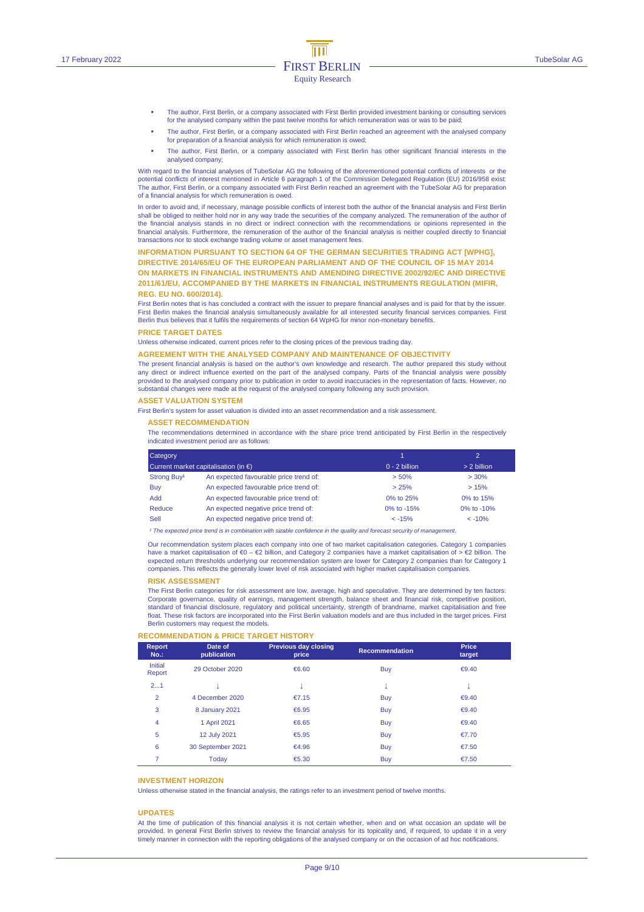- The author, First Berlin, or a company associated with First Berlin provided investment banking or consulting services for the analysed company within the past twelve months for which remuneration was or was to be paid;
- The author, First Berlin, or a company associated with First Berlin reached an agreement with the analysed company for preparation of a financial analysis for which remuneration is owed;
- The author, First Berlin, or a company associated with First Berlin has other significant financial interests in the analysed company;

With regard to the financial analyses of TubeSolar AG the following of the aforementioned potential conflicts of interests or the potential conflicts of interest mentioned in Article 6 paragraph 1 of the Commission Delegated Regulation (EU) 2016/958 exist: The author, First Berlin, or a company associated with First Berlin reached an agreement with the TubeSolar AG for preparation of a financial analysis for which remuneration is owed.

In order to avoid and, if necessary, manage possible conflicts of interest both the author of the financial analysis and First Berlin shall be obliged to neither hold nor in any way trade the securities of the company analyzed. The remuneration of the author of the financial analysis stands in no direct or indirect connection with the recommendations or opinions represented in the financial analysis. Furthermore, the remuneration of the author of the financial analysis is neither coupled directly to financial transactions nor to stock exchange trading volume or asset management fees.

## INFORMATION PURSUANT TO SECTION 64 OF THE GERMAN SECURITIES TRADING ACT [WPHG], DIRECTIVE 2014/65/EU OF THE EUROPEAN PARLIAMENT AND OF THE COUNCIL OF 15 MAY 2014 ON MARKETS IN FINANCIAL INSTRUMENTS AND AMENDING DIRECTIVE 2002/92/EC AND DIRECTIVE 2011/61/EU, ACCOMPANIED BY THE MARKETS IN FINANCIAL INSTRUMENTS REGULATION (MIFIR, REG. EU NO. 600/2014).

First Berlin notes that is has concluded a contract with the issuer to prepare financial analyses and is paid for that by the issuer. First Berlin makes the financial analysis simultaneously available for all interested security financial services companies. First Berlin thus believes that it fulfils the requirements of section 64 WpHG for minor non-monetary benefits.

## PRICE TARGET DATES

Unless otherwise indicated, current prices refer to the closing prices of the previous trading day.

## AGREEMENT WITH THE ANALYSED COMPANY AND MAINTENANCE OF OBJECTIVITY

The present financial analysis is based on the author's own knowledge and research. The author prepared this study without any direct or indirect influence exerted on the part of the analysed company. Parts of the financial analysis were possibly provided to the analysed company prior to publication in order to avoid inaccuracies in the representation of facts. However, no substantial changes were made at the request of the analysed company following any such provision.

## ASSET VALUATION SYSTEM

First Berlin's system for asset valuation is divided into an asset recommendation and a risk assessment.

### ASSET RECOMMENDATION

The recommendations determined in accordance with the share price trend anticipated by First Berlin in the respectively indicated investment period are as follows:

| Category | | 1 | 2 |
|---|---|---|---|
| Current market capitalisation (in €) | | 0 - 2 billion | > 2 billion |
| Strong Buy[1] | An expected favourable price trend of: | > 50% | > 30% |
| Buy | An expected favourable price trend of: | > 25% | > 15% |
| Add | An expected favourable price trend of: | 0% to 25% | 0% to 15% |
| Reduce | An expected negative price trend of: | 0% to -15% | 0% to -10% |
| Sell | An expected negative price trend of: | < -15% | < -10% |

*[1] The expected price trend is in combination with sizable confidence in the quality and forecast security of management.*

Our recommendation system places each company into one of two market capitalisation categories. Category 1 companies have a market capitalisation of €0 – €2 billion, and Category 2 companies have a market capitalisation of > €2 billion. The expected return thresholds underlying our recommendation system are lower for Category 2 companies than for Category 1 companies. This reflects the generally lower level of risk associated with higher market capitalisation companies.

### RISK ASSESSMENT

The First Berlin categories for risk assessment are low, average, high and speculative. They are determined by ten factors: Corporate governance, quality of earnings, management strength, balance sheet and financial risk, competitive position, standard of financial disclosure, regulatory and political uncertainty, strength of brandname, market capitalisation and free float. These risk factors are incorporated into the First Berlin valuation models and are thus included in the target prices. First Berlin customers may request the models.

## RECOMMENDATION & PRICE TARGET HISTORY

| Report No.: | Date of publication | Previous day closing price | Recommendation | Price target |
|---|---|---|---|---|
| Initial Report | 29 October 2020 | €6.60 | Buy | €9.40 |
| 2...1 | ↓ | ↓ | ↓ | ↓ |
| 2 | 4 December 2020 | €7.15 | Buy | €9.40 |
| 3 | 8 January 2021 | €6.95 | Buy | €9.40 |
| 4 | 1 April 2021 | €6.65 | Buy | €9.40 |
| 5 | 12 July 2021 | €5.95 | Buy | €7.70 |
| 6 | 30 September 2021 | €4.96 | Buy | €7.50 |
| 7 | Today | €5.30 | Buy | €7.50 |

## INVESTMENT HORIZON

Unless otherwise stated in the financial analysis, the ratings refer to an investment period of twelve months.

## UPDATES

At the time of publication of this financial analysis it is not certain whether, when and on what occasion an update will be provided. In general First Berlin strives to review the financial analysis for its topicality and, if required, to update it in a very timely manner in connection with the reporting obligations of the analysed company or on the occasion of ad hoc notifications.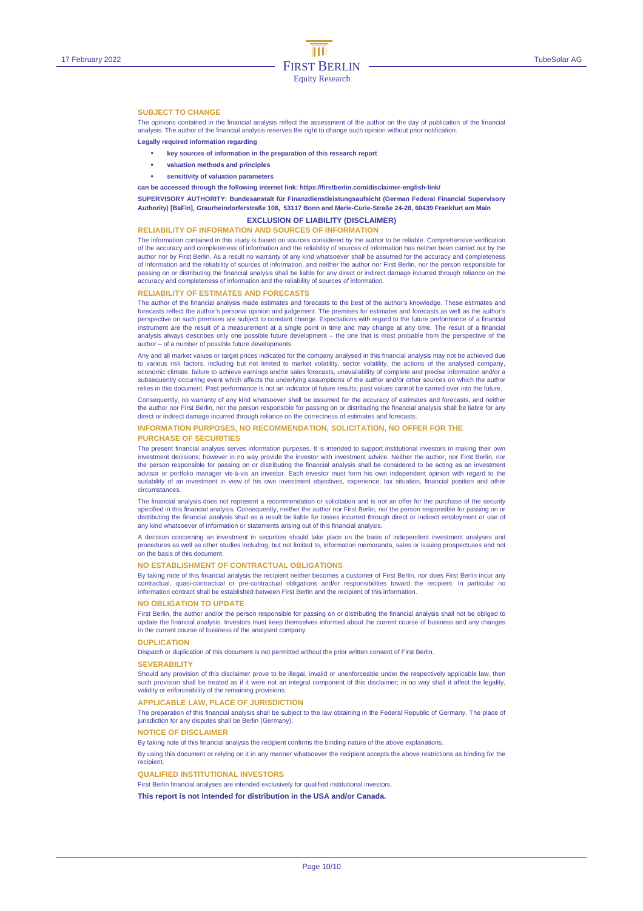## SUBJECT TO CHANGE

The opinions contained in the financial analysis reflect the assessment of the author on the day of publication of the financial analysis. The author of the financial analysis reserves the right to change such opinion without prior notification.

**Legally required information regarding**

- **key sources of information in the preparation of this research report**
- **valuation methods and principles**
- **sensitivity of valuation parameters**

**can be accessed through the following internet link: https://firstberlin.com/disclaimer-english-link/**

**SUPERVISORY AUTHORITY: Bundesanstalt für Finanzdienstleistungsaufsicht (German Federal Financial Supervisory Authority) [BaFin], Graurheindorferstraße 108, 53117 Bonn and Marie-Curie-Straße 24-28, 60439 Frankfurt am Main**

# EXCLUSION OF LIABILITY (DISCLAIMER)

## RELIABILITY OF INFORMATION AND SOURCES OF INFORMATION

The information contained in this study is based on sources considered by the author to be reliable. Comprehensive verification of the accuracy and completeness of information and the reliability of sources of information has neither been carried out by the author nor by First Berlin. As a result no warranty of any kind whatsoever shall be assumed for the accuracy and completeness of information and the reliability of sources of information, and neither the author nor First Berlin, nor the person responsible for passing on or distributing the financial analysis shall be liable for any direct or indirect damage incurred through reliance on the accuracy and completeness of information and the reliability of sources of information.

## RELIABILITY OF ESTIMATES AND FORECASTS

The author of the financial analysis made estimates and forecasts to the best of the author's knowledge. These estimates and forecasts reflect the author's personal opinion and judgement. The premises for estimates and forecasts as well as the author's perspective on such premises are subject to constant change. Expectations with regard to the future performance of a financial instrument are the result of a measurement at a single point in time and may change at any time. The result of a financial analysis always describes only one possible future development – the one that is most probable from the perspective of the author – of a number of possible future developments.

Any and all market values or target prices indicated for the company analysed in this financial analysis may not be achieved due to various risk factors, including but not limited to market volatility, sector volatility, the actions of the analysed company, economic climate, failure to achieve earnings and/or sales forecasts, unavailability of complete and precise information and/or a subsequently occurring event which affects the underlying assumptions of the author and/or other sources on which the author relies in this document. Past performance is not an indicator of future results; past values cannot be carried over into the future.

Consequently, no warranty of any kind whatsoever shall be assumed for the accuracy of estimates and forecasts, and neither the author nor First Berlin, nor the person responsible for passing on or distributing the financial analysis shall be liable for any direct or indirect damage incurred through reliance on the correctness of estimates and forecasts.

## INFORMATION PURPOSES, NO RECOMMENDATION, SOLICITATION, NO OFFER FOR THE PURCHASE OF SECURITIES

The present financial analysis serves information purposes. It is intended to support institutional investors in making their own investment decisions; however in no way provide the investor with investment advice. Neither the author, nor First Berlin, nor the person responsible for passing on or distributing the financial analysis shall be considered to be acting as an investment advisor or portfolio manager vis-à-vis an investor. Each investor must form his own independent opinion with regard to the suitability of an investment in view of his own investment objectives, experience, tax situation, financial position and other circumstances.

The financial analysis does not represent a recommendation or solicitation and is not an offer for the purchase of the security specified in this financial analysis. Consequently, neither the author nor First Berlin, nor the person responsible for passing on or distributing the financial analysis shall as a result be liable for losses incurred through direct or indirect employment or use of any kind whatsoever of information or statements arising out of this financial analysis.

A decision concerning an investment in securities should take place on the basis of independent investment analyses and procedures as well as other studies including, but not limited to, information memoranda, sales or issuing prospectuses and not on the basis of this document.

## NO ESTABLISHMENT OF CONTRACTUAL OBLIGATIONS

By taking note of this financial analysis the recipient neither becomes a customer of First Berlin, nor does First Berlin incur any contractual, quasi-contractual or pre-contractual obligations and/or responsibilities toward the recipient. In particular no information contract shall be established between First Berlin and the recipient of this information.

## NO OBLIGATION TO UPDATE

First Berlin, the author and/or the person responsible for passing on or distributing the financial analysis shall not be obliged to update the financial analysis. Investors must keep themselves informed about the current course of business and any changes in the current course of business of the analysed company.

## DUPLICATION

Dispatch or duplication of this document is not permitted without the prior written consent of First Berlin.

## SEVERABILITY

Should any provision of this disclaimer prove to be illegal, invalid or unenforceable under the respectively applicable law, then such provision shall be treated as if it were not an integral component of this disclaimer; in no way shall it affect the legality, validity or enforceability of the remaining provisions.

## APPLICABLE LAW, PLACE OF JURISDICTION

The preparation of this financial analysis shall be subject to the law obtaining in the Federal Republic of Germany. The place of jurisdiction for any disputes shall be Berlin (Germany).

## NOTICE OF DISCLAIMER

By taking note of this financial analysis the recipient confirms the binding nature of the above explanations.

By using this document or relying on it in any manner whatsoever the recipient accepts the above restrictions as binding for the recipient.

## QUALIFIED INSTITUTIONAL INVESTORS

First Berlin financial analyses are intended exclusively for qualified institutional investors.

**This report is not intended for distribution in the USA and/or Canada.**